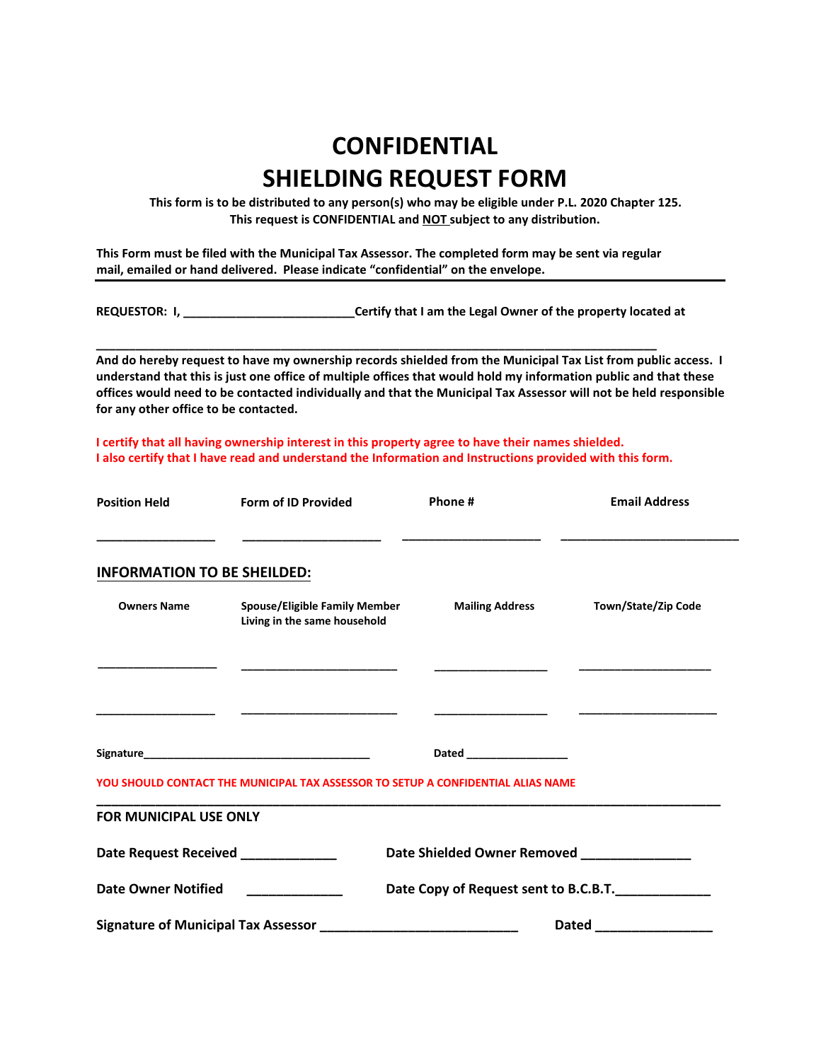# CONFIDENTIAL
# SHIELDING REQUEST FORM

**This form is to be distributed to any person(s) who may be eligible under P.L. 2020 Chapter 125.**
**This request is CONFIDENTIAL and NOT subject to any distribution.**

**This Form must be filed with the Municipal Tax Assessor. The completed form may be sent via regular mail, emailed or hand delivered. Please indicate "confidential" on the envelope.**

---

**REQUESTOR: I, ___________________________Certify that I am the Legal Owner of the property located at**

**_________________________________________________________________________________________**

**And do hereby request to have my ownership records shielded from the Municipal Tax List from public access. I understand that this is just one office of multiple offices that would hold my information public and that these offices would need to be contacted individually and that the Municipal Tax Assessor will not be held responsible for any other office to be contacted.**

**I certify that all having ownership interest in this property agree to have their names shielded.**
**I also certify that I have read and understand the Information and Instructions provided with this form.**

| Position Held | Form of ID Provided | Phone # | Email Address |
|---|---|---|---|
| ________________ | ____________________ | ____________________ | __________________________ |

## INFORMATION TO BE SHEILDED:

| Owners Name | Spouse/Eligible Family Member Living in the same household | Mailing Address | Town/State/Zip Code |
|---|---|---|---|
| __________________ | _________________________ | __________________ | _____________________ |
| __________________ | _________________________ | __________________ | _____________________ |

**Signature________________________________________** **Dated ________________**

**YOU SHOULD CONTACT THE MUNICIPAL TAX ASSESSOR TO SETUP A CONFIDENTIAL ALIAS NAME**

---

**FOR MUNICIPAL USE ONLY**

**Date Request Received _____________** **Date Shielded Owner Removed _______________**

**Date Owner Notified _____________** **Date Copy of Request sent to B.C.B.T._____________**

**Signature of Municipal Tax Assessor ____________________________** **Dated ________________**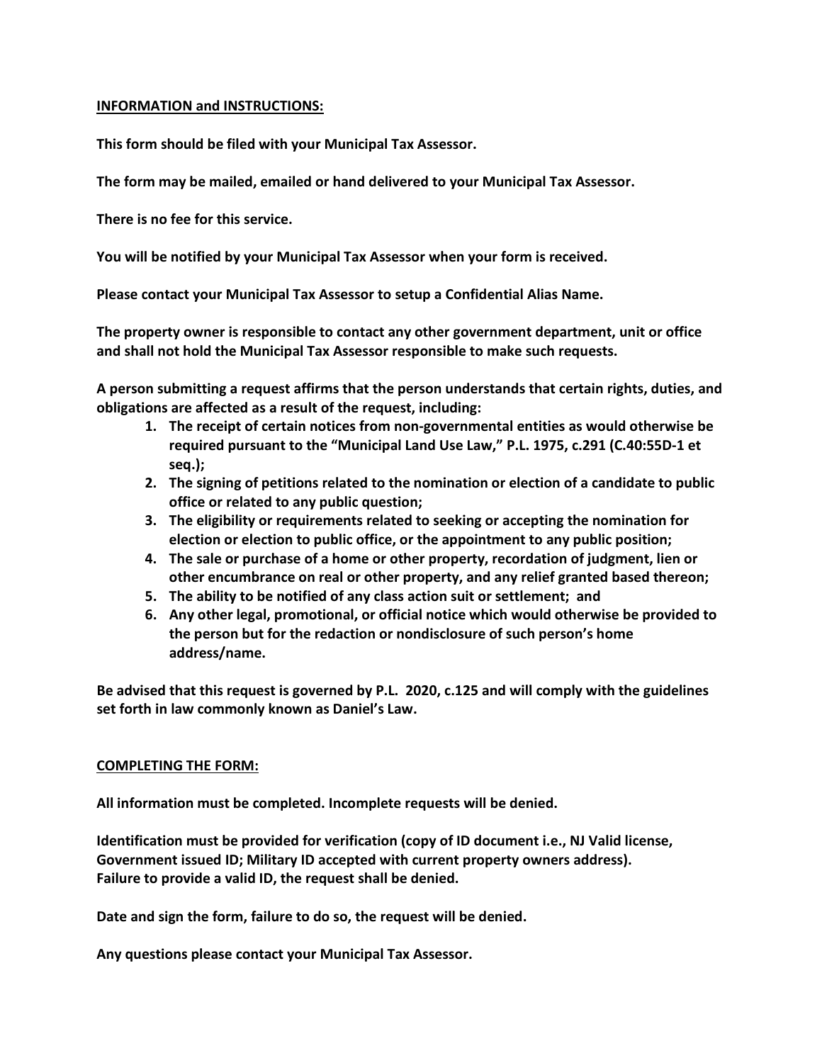**INFORMATION and INSTRUCTIONS:**

**This form should be filed with your Municipal Tax Assessor.**

**The form may be mailed, emailed or hand delivered to your Municipal Tax Assessor.**

**There is no fee for this service.**

**You will be notified by your Municipal Tax Assessor when your form is received.**

**Please contact your Municipal Tax Assessor to setup a Confidential Alias Name.**

**The property owner is responsible to contact any other government department, unit or office and shall not hold the Municipal Tax Assessor responsible to make such requests.**

**A person submitting a request affirms that the person understands that certain rights, duties, and obligations are affected as a result of the request, including:**

1. **The receipt of certain notices from non-governmental entities as would otherwise be required pursuant to the "Municipal Land Use Law," P.L. 1975, c.291 (C.40:55D-1 et seq.);**
2. **The signing of petitions related to the nomination or election of a candidate to public office or related to any public question;**
3. **The eligibility or requirements related to seeking or accepting the nomination for election or election to public office, or the appointment to any public position;**
4. **The sale or purchase of a home or other property, recordation of judgment, lien or other encumbrance on real or other property, and any relief granted based thereon;**
5. **The ability to be notified of any class action suit or settlement; and**
6. **Any other legal, promotional, or official notice which would otherwise be provided to the person but for the redaction or nondisclosure of such person's home address/name.**

**Be advised that this request is governed by P.L. 2020, c.125 and will comply with the guidelines set forth in law commonly known as Daniel's Law.**

**COMPLETING THE FORM:**

**All information must be completed. Incomplete requests will be denied.**

**Identification must be provided for verification (copy of ID document i.e., NJ Valid license, Government issued ID; Military ID accepted with current property owners address). Failure to provide a valid ID, the request shall be denied.**

**Date and sign the form, failure to do so, the request will be denied.**

**Any questions please contact your Municipal Tax Assessor.**